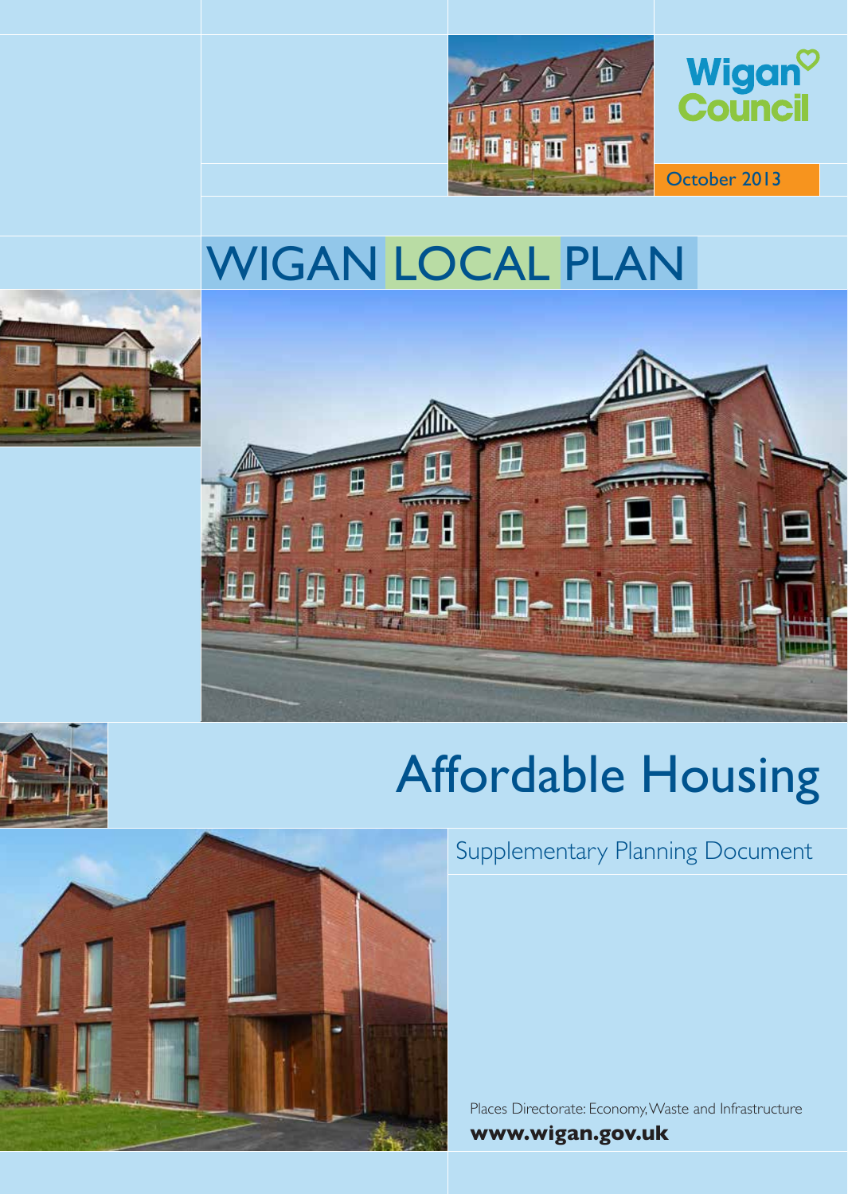Wigan Council

October 2013

# WIGAN LOCAL PLAN

# Affordable Housing

## Supplementary Planning Document

Places Directorate: Economy, Waste and Infrastructure

**www.wigan.gov.uk**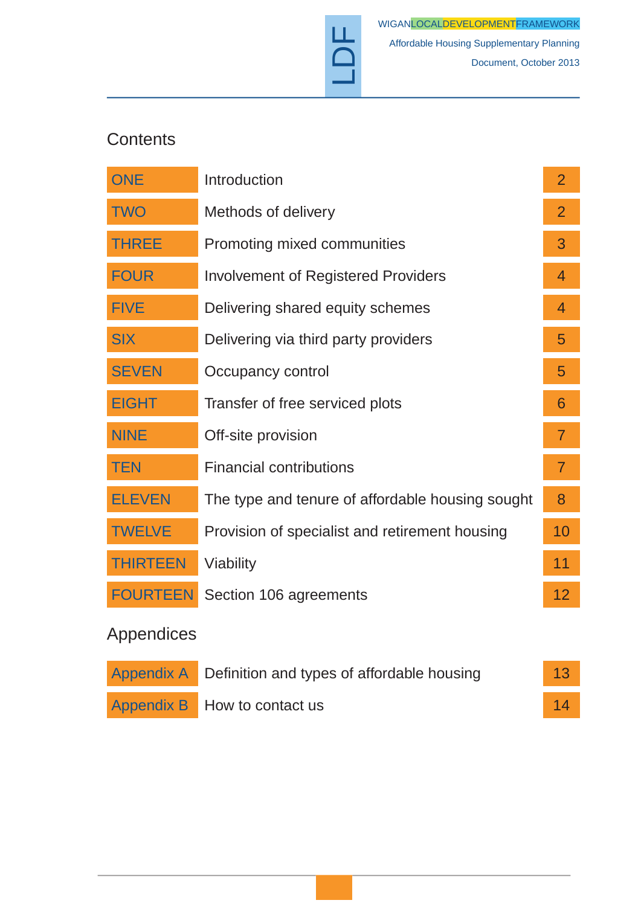## Contents

| | | |
|---|---|---|
| ONE | Introduction | 2 |
| TWO | Methods of delivery | 2 |
| THREE | Promoting mixed communities | 3 |
| FOUR | Involvement of Registered Providers | 4 |
| FIVE | Delivering shared equity schemes | 4 |
| SIX | Delivering via third party providers | 5 |
| SEVEN | Occupancy control | 5 |
| EIGHT | Transfer of free serviced plots | 6 |
| NINE | Off-site provision | 7 |
| TEN | Financial contributions | 7 |
| ELEVEN | The type and tenure of affordable housing sought | 8 |
| TWELVE | Provision of specialist and retirement housing | 10 |
| THIRTEEN | Viability | 11 |
| FOURTEEN | Section 106 agreements | 12 |

## Appendices

| | | |
|---|---|---|
| Appendix A | Definition and types of affordable housing | 13 |
| Appendix B | How to contact us | 14 |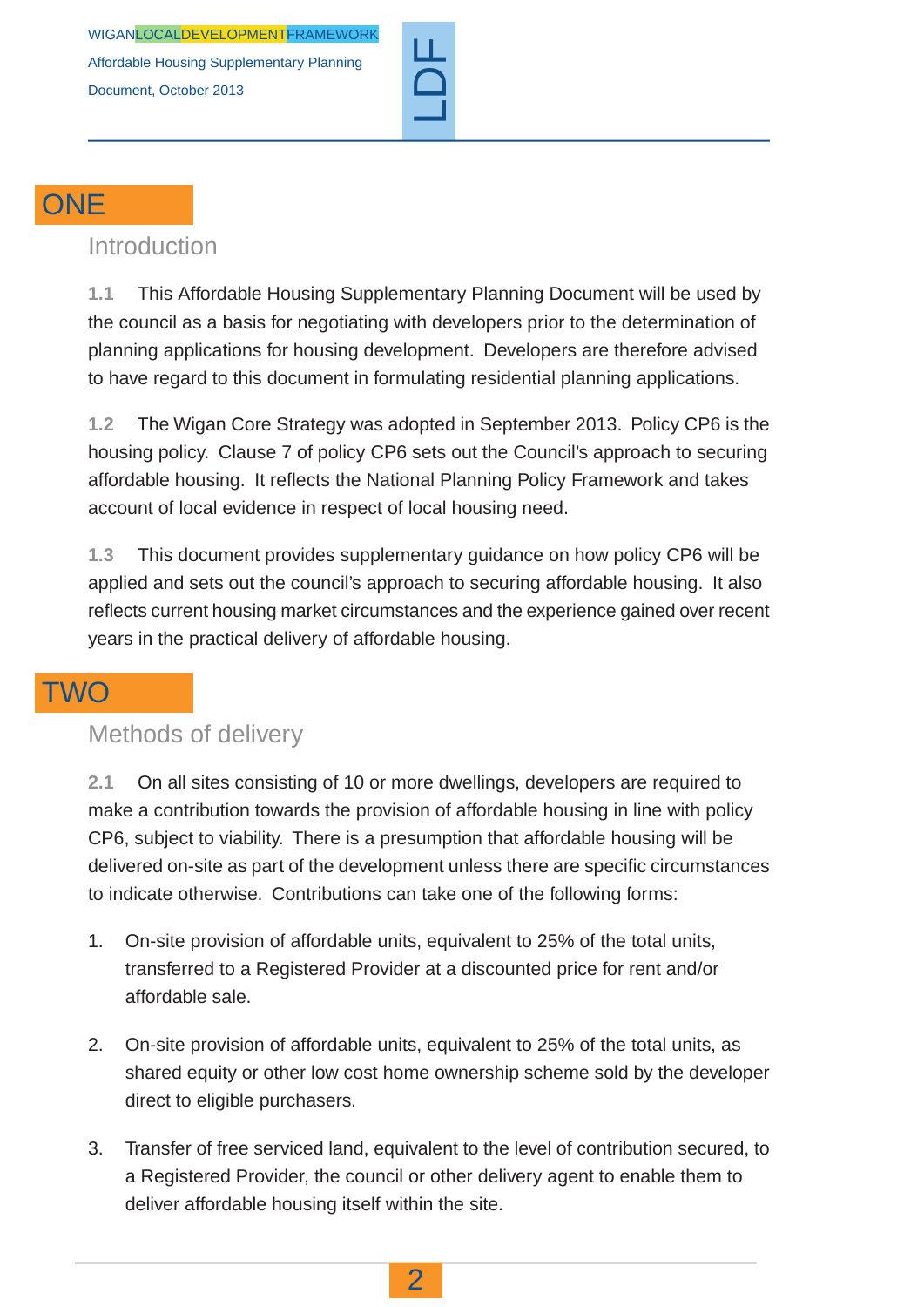## ONE

### Introduction

**1.1** This Affordable Housing Supplementary Planning Document will be used by the council as a basis for negotiating with developers prior to the determination of planning applications for housing development. Developers are therefore advised to have regard to this document in formulating residential planning applications.

**1.2** The Wigan Core Strategy was adopted in September 2013. Policy CP6 is the housing policy. Clause 7 of policy CP6 sets out the Council's approach to securing affordable housing. It reflects the National Planning Policy Framework and takes account of local evidence in respect of local housing need.

**1.3** This document provides supplementary guidance on how policy CP6 will be applied and sets out the council's approach to securing affordable housing. It also reflects current housing market circumstances and the experience gained over recent years in the practical delivery of affordable housing.

## TWO

### Methods of delivery

**2.1** On all sites consisting of 10 or more dwellings, developers are required to make a contribution towards the provision of affordable housing in line with policy CP6, subject to viability. There is a presumption that affordable housing will be delivered on-site as part of the development unless there are specific circumstances to indicate otherwise. Contributions can take one of the following forms:

1. On-site provision of affordable units, equivalent to 25% of the total units, transferred to a Registered Provider at a discounted price for rent and/or affordable sale.

2. On-site provision of affordable units, equivalent to 25% of the total units, as shared equity or other low cost home ownership scheme sold by the developer direct to eligible purchasers.

3. Transfer of free serviced land, equivalent to the level of contribution secured, to a Registered Provider, the council or other delivery agent to enable them to deliver affordable housing itself within the site.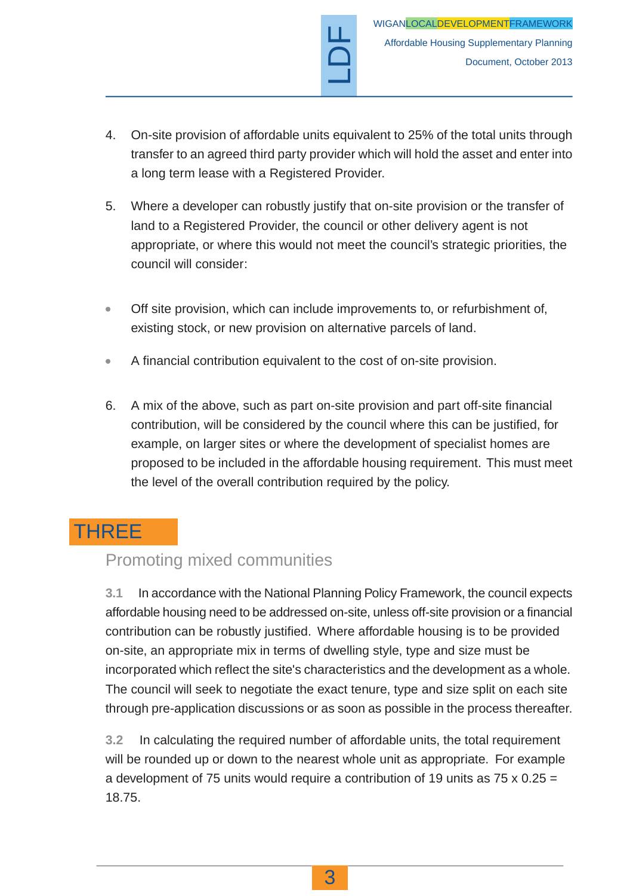4. On-site provision of affordable units equivalent to 25% of the total units through transfer to an agreed third party provider which will hold the asset and enter into a long term lease with a Registered Provider.

5. Where a developer can robustly justify that on-site provision or the transfer of land to a Registered Provider, the council or other delivery agent is not appropriate, or where this would not meet the council's strategic priorities, the council will consider:

- Off site provision, which can include improvements to, or refurbishment of, existing stock, or new provision on alternative parcels of land.
- A financial contribution equivalent to the cost of on-site provision.

6. A mix of the above, such as part on-site provision and part off-site financial contribution, will be considered by the council where this can be justified, for example, on larger sites or where the development of specialist homes are proposed to be included in the affordable housing requirement. This must meet the level of the overall contribution required by the policy.

# THREE

## Promoting mixed communities

**3.1** In accordance with the National Planning Policy Framework, the council expects affordable housing need to be addressed on-site, unless off-site provision or a financial contribution can be robustly justified. Where affordable housing is to be provided on-site, an appropriate mix in terms of dwelling style, type and size must be incorporated which reflect the site's characteristics and the development as a whole. The council will seek to negotiate the exact tenure, type and size split on each site through pre-application discussions or as soon as possible in the process thereafter.

**3.2** In calculating the required number of affordable units, the total requirement will be rounded up or down to the nearest whole unit as appropriate. For example a development of 75 units would require a contribution of 19 units as 75 x 0.25 = 18.75.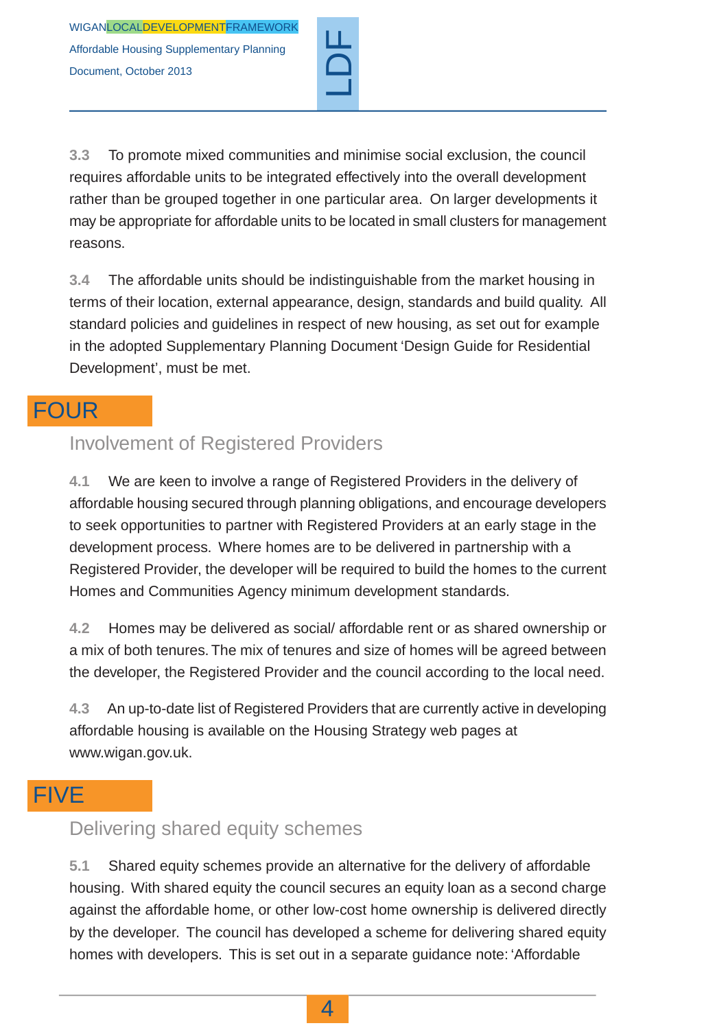3.3 To promote mixed communities and minimise social exclusion, the council requires affordable units to be integrated effectively into the overall development rather than be grouped together in one particular area. On larger developments it may be appropriate for affordable units to be located in small clusters for management reasons.

3.4 The affordable units should be indistinguishable from the market housing in terms of their location, external appearance, design, standards and build quality. All standard policies and guidelines in respect of new housing, as set out for example in the adopted Supplementary Planning Document 'Design Guide for Residential Development', must be met.

# FOUR

## Involvement of Registered Providers

4.1 We are keen to involve a range of Registered Providers in the delivery of affordable housing secured through planning obligations, and encourage developers to seek opportunities to partner with Registered Providers at an early stage in the development process. Where homes are to be delivered in partnership with a Registered Provider, the developer will be required to build the homes to the current Homes and Communities Agency minimum development standards.

4.2 Homes may be delivered as social/ affordable rent or as shared ownership or a mix of both tenures. The mix of tenures and size of homes will be agreed between the developer, the Registered Provider and the council according to the local need.

4.3 An up-to-date list of Registered Providers that are currently active in developing affordable housing is available on the Housing Strategy web pages at www.wigan.gov.uk.

# FIVE

## Delivering shared equity schemes

5.1 Shared equity schemes provide an alternative for the delivery of affordable housing. With shared equity the council secures an equity loan as a second charge against the affordable home, or other low-cost home ownership is delivered directly by the developer. The council has developed a scheme for delivering shared equity homes with developers. This is set out in a separate guidance note: 'Affordable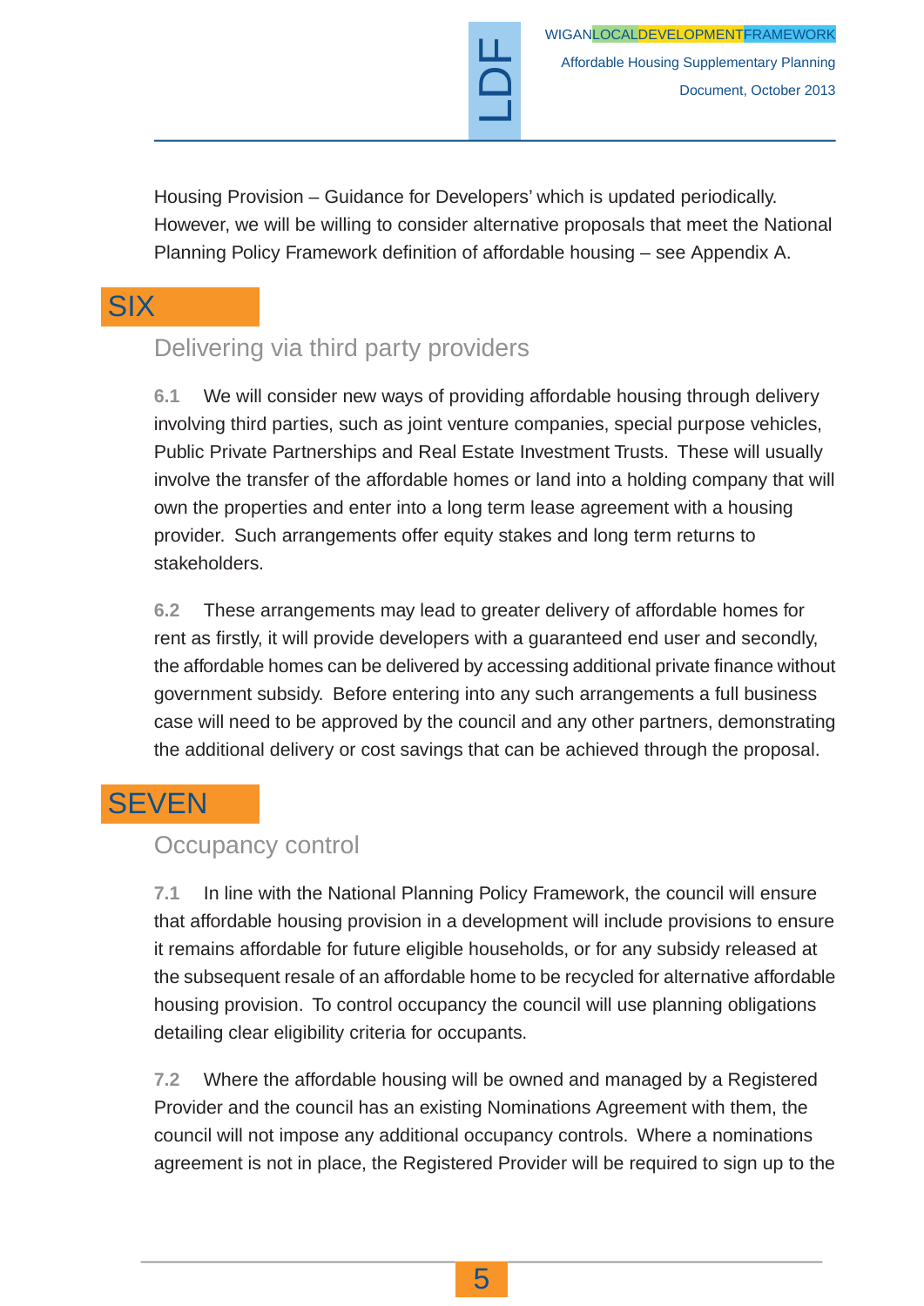Housing Provision – Guidance for Developers' which is updated periodically. However, we will be willing to consider alternative proposals that meet the National Planning Policy Framework definition of affordable housing – see Appendix A.

# SIX

## Delivering via third party providers

**6.1** We will consider new ways of providing affordable housing through delivery involving third parties, such as joint venture companies, special purpose vehicles, Public Private Partnerships and Real Estate Investment Trusts. These will usually involve the transfer of the affordable homes or land into a holding company that will own the properties and enter into a long term lease agreement with a housing provider. Such arrangements offer equity stakes and long term returns to stakeholders.

**6.2** These arrangements may lead to greater delivery of affordable homes for rent as firstly, it will provide developers with a guaranteed end user and secondly, the affordable homes can be delivered by accessing additional private finance without government subsidy. Before entering into any such arrangements a full business case will need to be approved by the council and any other partners, demonstrating the additional delivery or cost savings that can be achieved through the proposal.

# SEVEN

## Occupancy control

**7.1** In line with the National Planning Policy Framework, the council will ensure that affordable housing provision in a development will include provisions to ensure it remains affordable for future eligible households, or for any subsidy released at the subsequent resale of an affordable home to be recycled for alternative affordable housing provision. To control occupancy the council will use planning obligations detailing clear eligibility criteria for occupants.

**7.2** Where the affordable housing will be owned and managed by a Registered Provider and the council has an existing Nominations Agreement with them, the council will not impose any additional occupancy controls. Where a nominations agreement is not in place, the Registered Provider will be required to sign up to the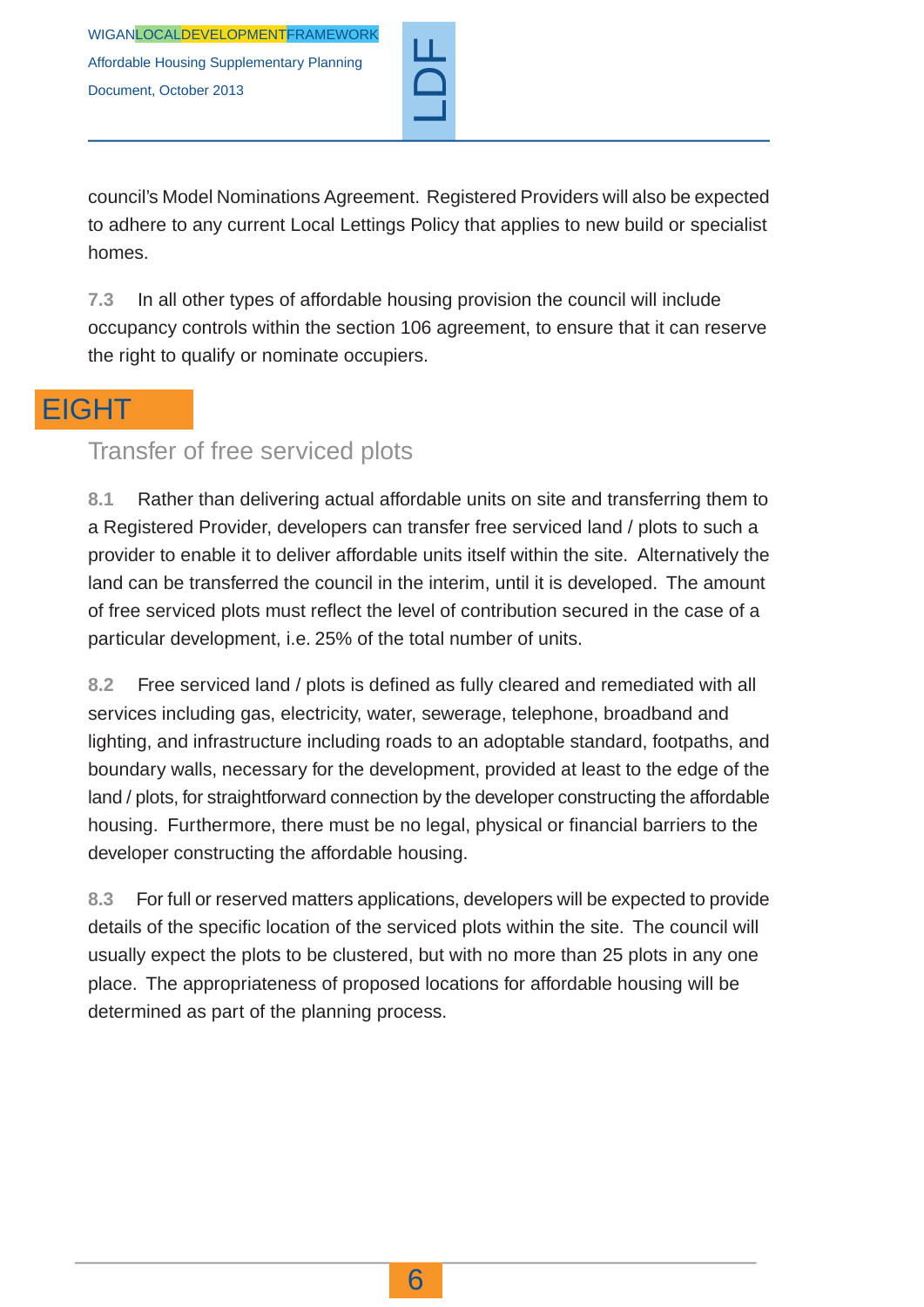council's Model Nominations Agreement. Registered Providers will also be expected to adhere to any current Local Lettings Policy that applies to new build or specialist homes.

**7.3** In all other types of affordable housing provision the council will include occupancy controls within the section 106 agreement, to ensure that it can reserve the right to qualify or nominate occupiers.

# EIGHT

## Transfer of free serviced plots

**8.1** Rather than delivering actual affordable units on site and transferring them to a Registered Provider, developers can transfer free serviced land / plots to such a provider to enable it to deliver affordable units itself within the site. Alternatively the land can be transferred the council in the interim, until it is developed. The amount of free serviced plots must reflect the level of contribution secured in the case of a particular development, i.e. 25% of the total number of units.

**8.2** Free serviced land / plots is defined as fully cleared and remediated with all services including gas, electricity, water, sewerage, telephone, broadband and lighting, and infrastructure including roads to an adoptable standard, footpaths, and boundary walls, necessary for the development, provided at least to the edge of the land / plots, for straightforward connection by the developer constructing the affordable housing. Furthermore, there must be no legal, physical or financial barriers to the developer constructing the affordable housing.

**8.3** For full or reserved matters applications, developers will be expected to provide details of the specific location of the serviced plots within the site. The council will usually expect the plots to be clustered, but with no more than 25 plots in any one place. The appropriateness of proposed locations for affordable housing will be determined as part of the planning process.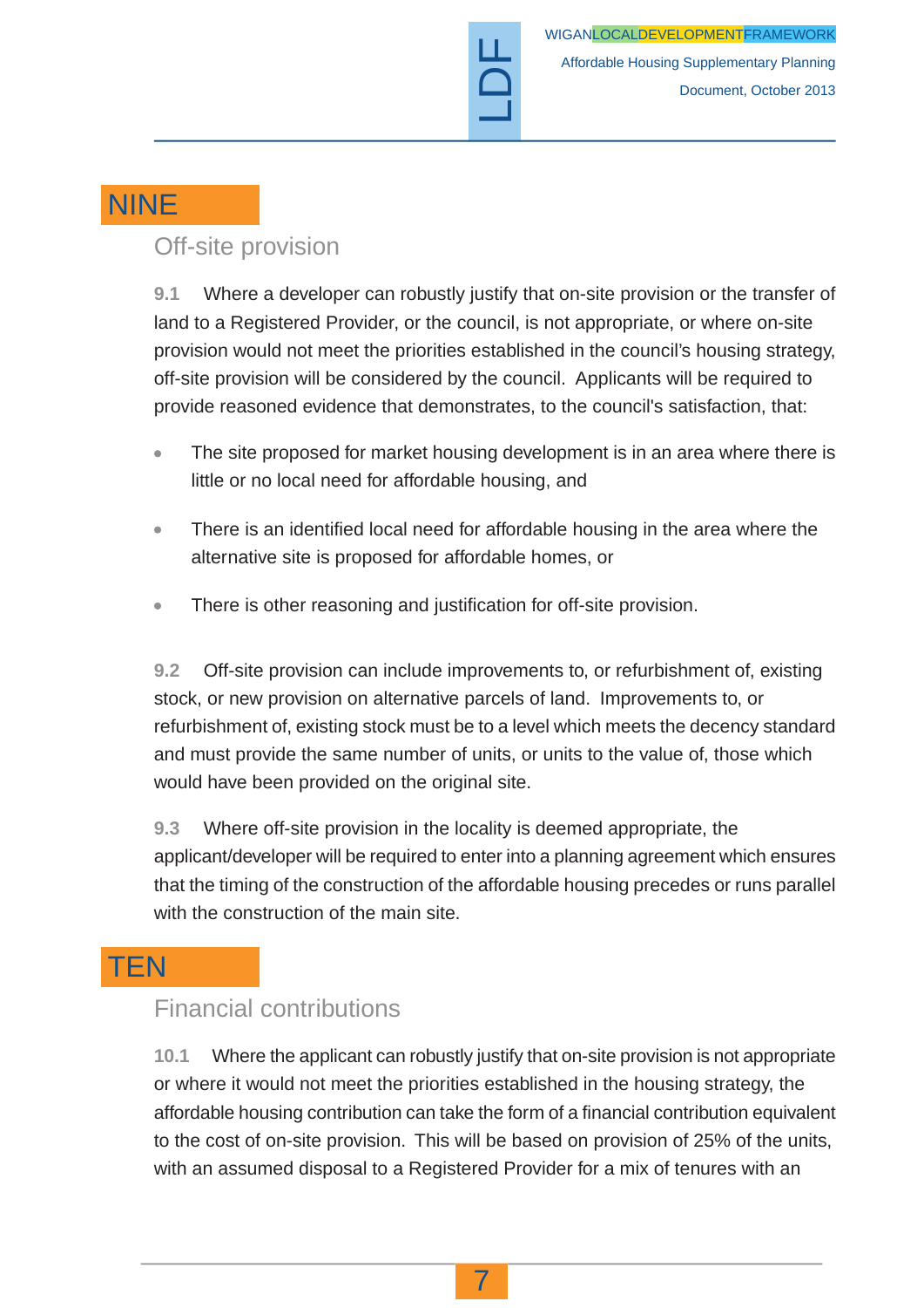## NINE

### Off-site provision

**9.1** Where a developer can robustly justify that on-site provision or the transfer of land to a Registered Provider, or the council, is not appropriate, or where on-site provision would not meet the priorities established in the council's housing strategy, off-site provision will be considered by the council. Applicants will be required to provide reasoned evidence that demonstrates, to the council's satisfaction, that:

- The site proposed for market housing development is in an area where there is little or no local need for affordable housing, and
- There is an identified local need for affordable housing in the area where the alternative site is proposed for affordable homes, or
- There is other reasoning and justification for off-site provision.

**9.2** Off-site provision can include improvements to, or refurbishment of, existing stock, or new provision on alternative parcels of land. Improvements to, or refurbishment of, existing stock must be to a level which meets the decency standard and must provide the same number of units, or units to the value of, those which would have been provided on the original site.

**9.3** Where off-site provision in the locality is deemed appropriate, the applicant/developer will be required to enter into a planning agreement which ensures that the timing of the construction of the affordable housing precedes or runs parallel with the construction of the main site.

## TEN

### Financial contributions

**10.1** Where the applicant can robustly justify that on-site provision is not appropriate or where it would not meet the priorities established in the housing strategy, the affordable housing contribution can take the form of a financial contribution equivalent to the cost of on-site provision. This will be based on provision of 25% of the units, with an assumed disposal to a Registered Provider for a mix of tenures with an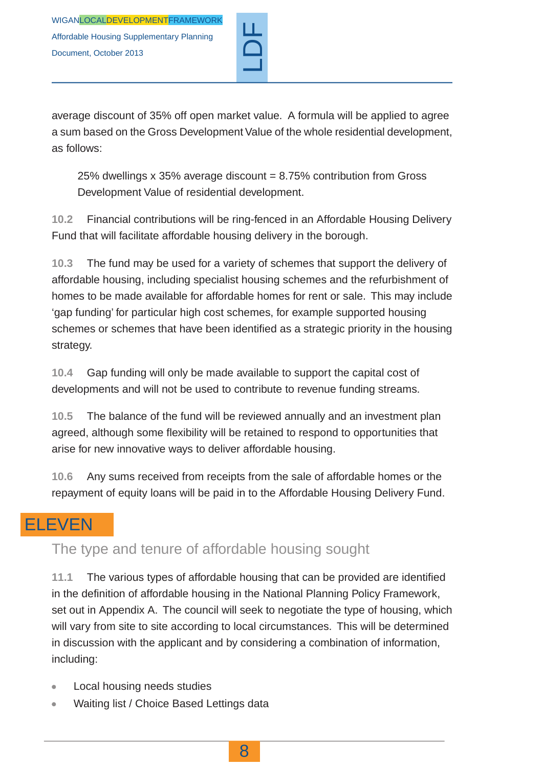average discount of 35% off open market value. A formula will be applied to agree a sum based on the Gross Development Value of the whole residential development, as follows:

> 25% dwellings x 35% average discount = 8.75% contribution from Gross Development Value of residential development.

**10.2** Financial contributions will be ring-fenced in an Affordable Housing Delivery Fund that will facilitate affordable housing delivery in the borough.

**10.3** The fund may be used for a variety of schemes that support the delivery of affordable housing, including specialist housing schemes and the refurbishment of homes to be made available for affordable homes for rent or sale. This may include 'gap funding' for particular high cost schemes, for example supported housing schemes or schemes that have been identified as a strategic priority in the housing strategy.

**10.4** Gap funding will only be made available to support the capital cost of developments and will not be used to contribute to revenue funding streams.

**10.5** The balance of the fund will be reviewed annually and an investment plan agreed, although some flexibility will be retained to respond to opportunities that arise for new innovative ways to deliver affordable housing.

**10.6** Any sums received from receipts from the sale of affordable homes or the repayment of equity loans will be paid in to the Affordable Housing Delivery Fund.

# ELEVEN

## The type and tenure of affordable housing sought

**11.1** The various types of affordable housing that can be provided are identified in the definition of affordable housing in the National Planning Policy Framework, set out in Appendix A. The council will seek to negotiate the type of housing, which will vary from site to site according to local circumstances. This will be determined in discussion with the applicant and by considering a combination of information, including:

- Local housing needs studies
- Waiting list / Choice Based Lettings data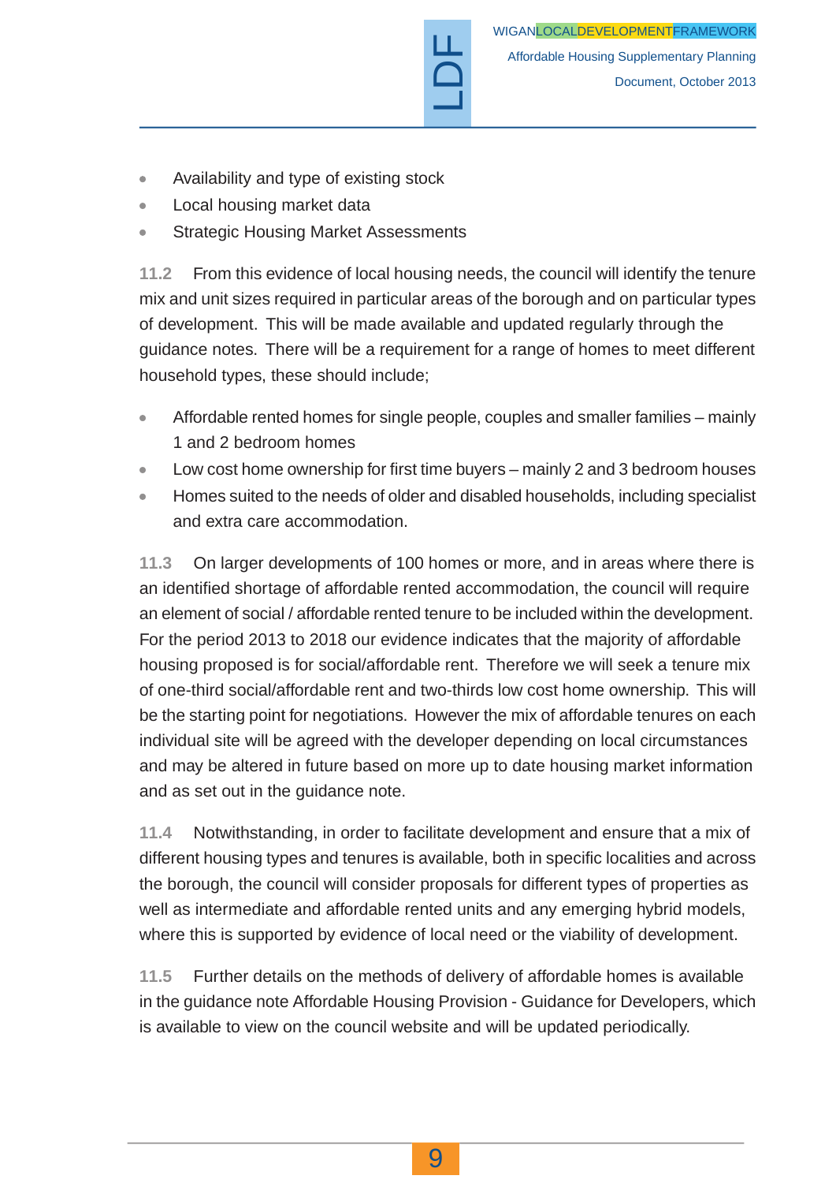- Availability and type of existing stock
- Local housing market data
- Strategic Housing Market Assessments

**11.2** From this evidence of local housing needs, the council will identify the tenure mix and unit sizes required in particular areas of the borough and on particular types of development. This will be made available and updated regularly through the guidance notes. There will be a requirement for a range of homes to meet different household types, these should include;

- Affordable rented homes for single people, couples and smaller families – mainly 1 and 2 bedroom homes
- Low cost home ownership for first time buyers – mainly 2 and 3 bedroom houses
- Homes suited to the needs of older and disabled households, including specialist and extra care accommodation.

**11.3** On larger developments of 100 homes or more, and in areas where there is an identified shortage of affordable rented accommodation, the council will require an element of social / affordable rented tenure to be included within the development. For the period 2013 to 2018 our evidence indicates that the majority of affordable housing proposed is for social/affordable rent. Therefore we will seek a tenure mix of one-third social/affordable rent and two-thirds low cost home ownership. This will be the starting point for negotiations. However the mix of affordable tenures on each individual site will be agreed with the developer depending on local circumstances and may be altered in future based on more up to date housing market information and as set out in the guidance note.

**11.4** Notwithstanding, in order to facilitate development and ensure that a mix of different housing types and tenures is available, both in specific localities and across the borough, the council will consider proposals for different types of properties as well as intermediate and affordable rented units and any emerging hybrid models, where this is supported by evidence of local need or the viability of development.

**11.5** Further details on the methods of delivery of affordable homes is available in the guidance note Affordable Housing Provision - Guidance for Developers, which is available to view on the council website and will be updated periodically.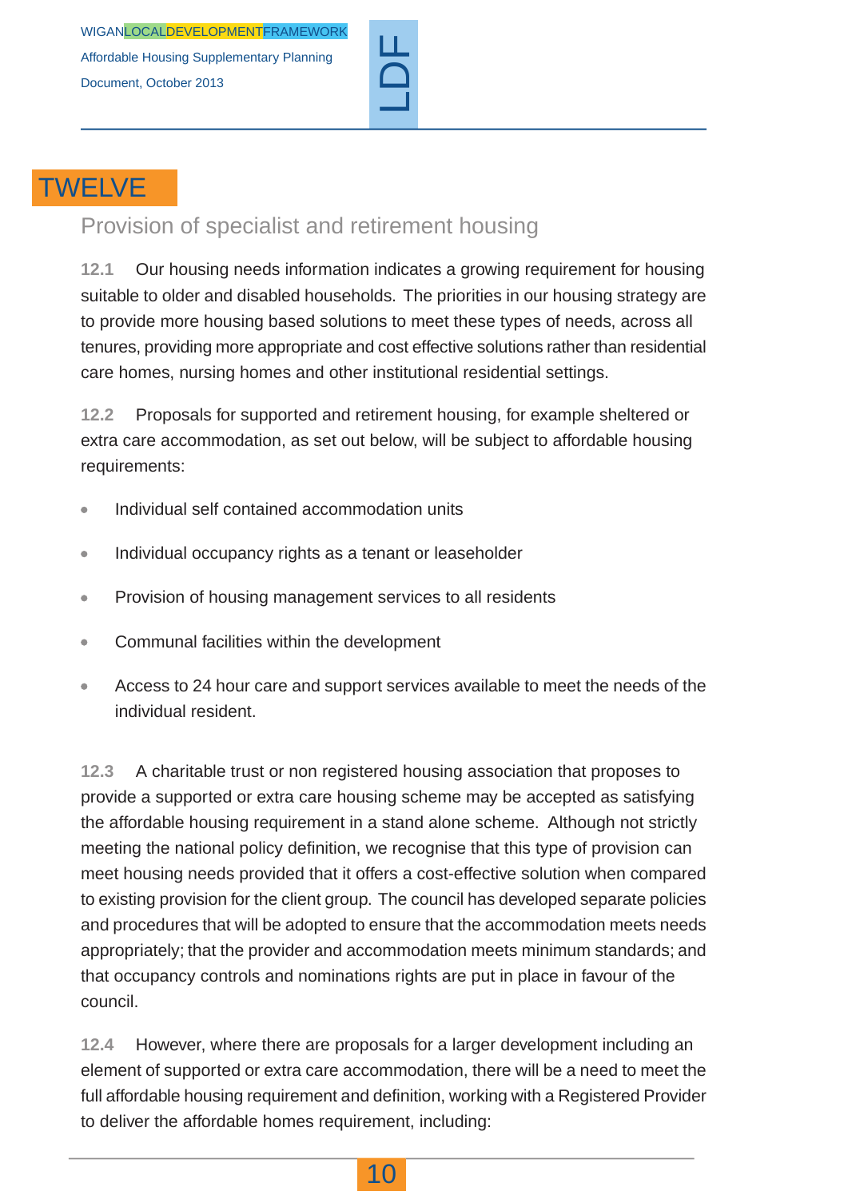# TWELVE

## Provision of specialist and retirement housing

**12.1** Our housing needs information indicates a growing requirement for housing suitable to older and disabled households. The priorities in our housing strategy are to provide more housing based solutions to meet these types of needs, across all tenures, providing more appropriate and cost effective solutions rather than residential care homes, nursing homes and other institutional residential settings.

**12.2** Proposals for supported and retirement housing, for example sheltered or extra care accommodation, as set out below, will be subject to affordable housing requirements:

- Individual self contained accommodation units
- Individual occupancy rights as a tenant or leaseholder
- Provision of housing management services to all residents
- Communal facilities within the development
- Access to 24 hour care and support services available to meet the needs of the individual resident.

**12.3** A charitable trust or non registered housing association that proposes to provide a supported or extra care housing scheme may be accepted as satisfying the affordable housing requirement in a stand alone scheme. Although not strictly meeting the national policy definition, we recognise that this type of provision can meet housing needs provided that it offers a cost-effective solution when compared to existing provision for the client group. The council has developed separate policies and procedures that will be adopted to ensure that the accommodation meets needs appropriately; that the provider and accommodation meets minimum standards; and that occupancy controls and nominations rights are put in place in favour of the council.

**12.4** However, where there are proposals for a larger development including an element of supported or extra care accommodation, there will be a need to meet the full affordable housing requirement and definition, working with a Registered Provider to deliver the affordable homes requirement, including: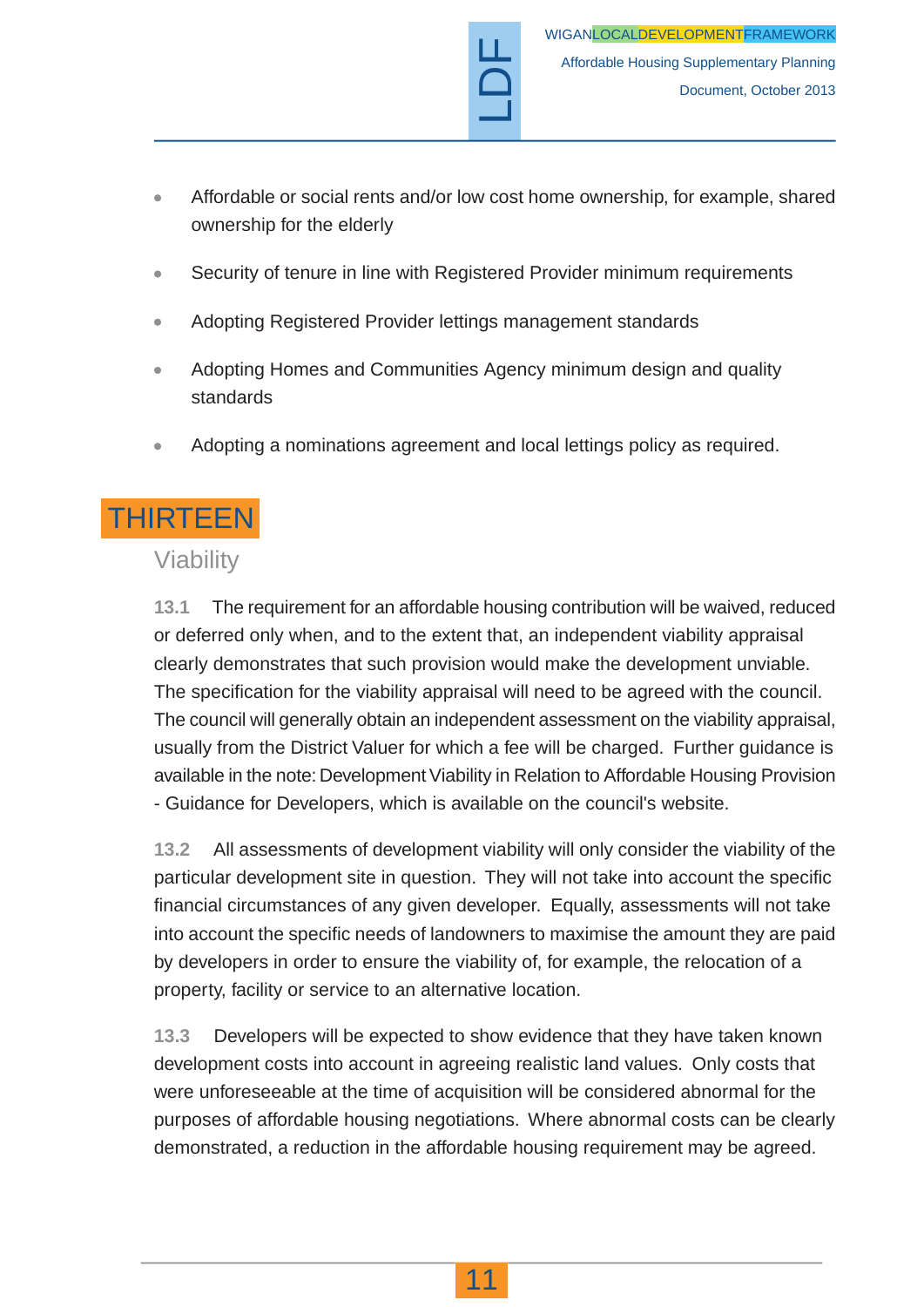- Affordable or social rents and/or low cost home ownership, for example, shared ownership for the elderly
- Security of tenure in line with Registered Provider minimum requirements
- Adopting Registered Provider lettings management standards
- Adopting Homes and Communities Agency minimum design and quality standards
- Adopting a nominations agreement and local lettings policy as required.

# THIRTEEN

## Viability

**13.1** The requirement for an affordable housing contribution will be waived, reduced or deferred only when, and to the extent that, an independent viability appraisal clearly demonstrates that such provision would make the development unviable. The specification for the viability appraisal will need to be agreed with the council. The council will generally obtain an independent assessment on the viability appraisal, usually from the District Valuer for which a fee will be charged. Further guidance is available in the note: Development Viability in Relation to Affordable Housing Provision - Guidance for Developers, which is available on the council's website.

**13.2** All assessments of development viability will only consider the viability of the particular development site in question. They will not take into account the specific financial circumstances of any given developer. Equally, assessments will not take into account the specific needs of landowners to maximise the amount they are paid by developers in order to ensure the viability of, for example, the relocation of a property, facility or service to an alternative location.

**13.3** Developers will be expected to show evidence that they have taken known development costs into account in agreeing realistic land values. Only costs that were unforeseeable at the time of acquisition will be considered abnormal for the purposes of affordable housing negotiations. Where abnormal costs can be clearly demonstrated, a reduction in the affordable housing requirement may be agreed.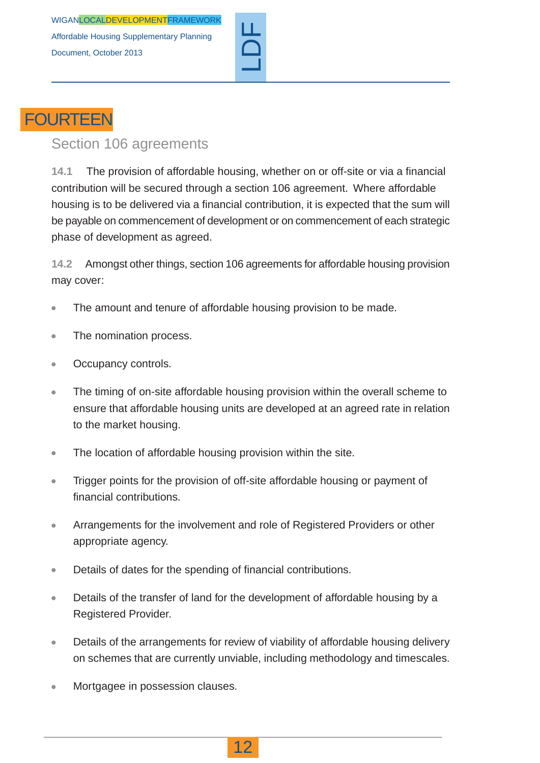# FOURTEEN

## Section 106 agreements

**14.1** The provision of affordable housing, whether on or off-site or via a financial contribution will be secured through a section 106 agreement. Where affordable housing is to be delivered via a financial contribution, it is expected that the sum will be payable on commencement of development or on commencement of each strategic phase of development as agreed.

**14.2** Amongst other things, section 106 agreements for affordable housing provision may cover:

- The amount and tenure of affordable housing provision to be made.
- The nomination process.
- Occupancy controls.
- The timing of on-site affordable housing provision within the overall scheme to ensure that affordable housing units are developed at an agreed rate in relation to the market housing.
- The location of affordable housing provision within the site.
- Trigger points for the provision of off-site affordable housing or payment of financial contributions.
- Arrangements for the involvement and role of Registered Providers or other appropriate agency.
- Details of dates for the spending of financial contributions.
- Details of the transfer of land for the development of affordable housing by a Registered Provider.
- Details of the arrangements for review of viability of affordable housing delivery on schemes that are currently unviable, including methodology and timescales.
- Mortgagee in possession clauses.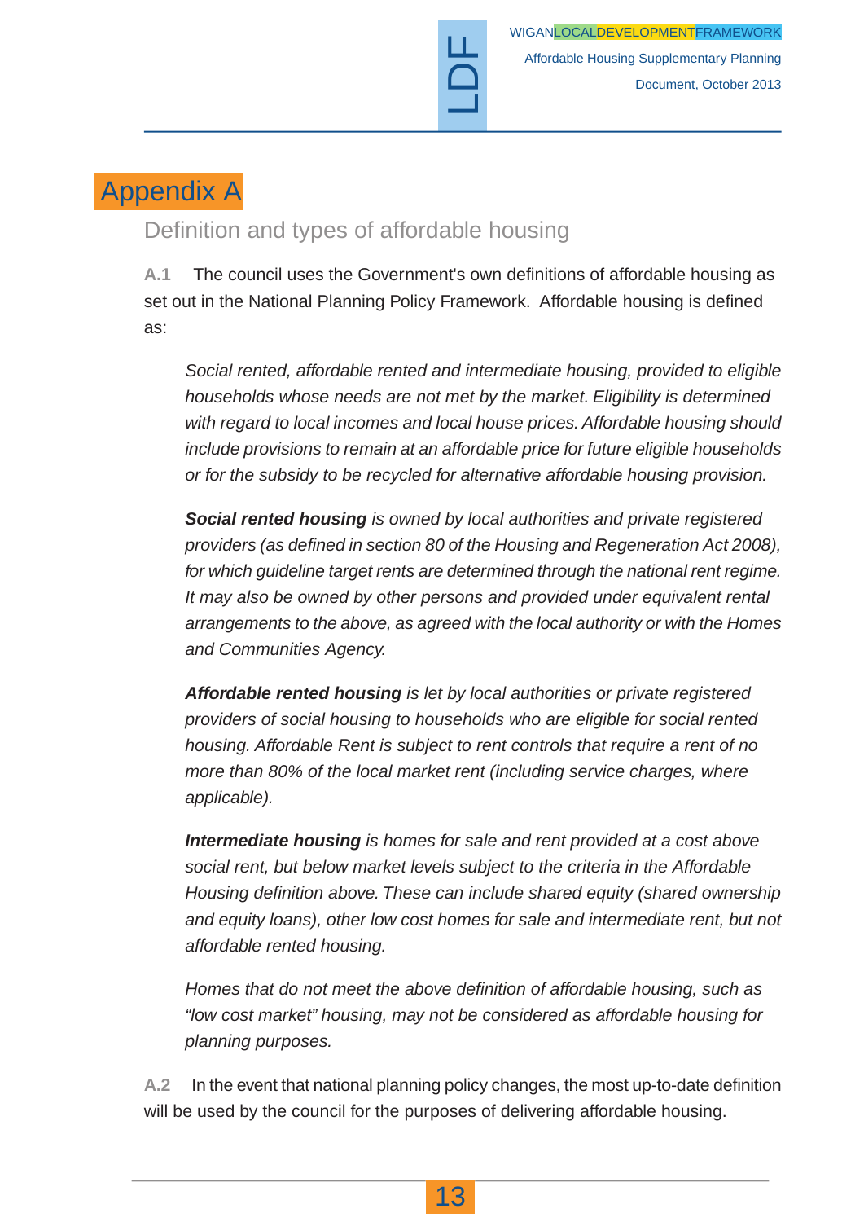# Appendix A

## Definition and types of affordable housing

**A.1** The council uses the Government's own definitions of affordable housing as set out in the National Planning Policy Framework. Affordable housing is defined as:

> *Social rented, affordable rented and intermediate housing, provided to eligible households whose needs are not met by the market. Eligibility is determined with regard to local incomes and local house prices. Affordable housing should include provisions to remain at an affordable price for future eligible households or for the subsidy to be recycled for alternative affordable housing provision.*
>
> ***Social rented housing*** *is owned by local authorities and private registered providers (as defined in section 80 of the Housing and Regeneration Act 2008), for which guideline target rents are determined through the national rent regime. It may also be owned by other persons and provided under equivalent rental arrangements to the above, as agreed with the local authority or with the Homes and Communities Agency.*
>
> ***Affordable rented housing*** *is let by local authorities or private registered providers of social housing to households who are eligible for social rented housing. Affordable Rent is subject to rent controls that require a rent of no more than 80% of the local market rent (including service charges, where applicable).*
>
> ***Intermediate housing*** *is homes for sale and rent provided at a cost above social rent, but below market levels subject to the criteria in the Affordable Housing definition above. These can include shared equity (shared ownership and equity loans), other low cost homes for sale and intermediate rent, but not affordable rented housing.*
>
> *Homes that do not meet the above definition of affordable housing, such as "low cost market" housing, may not be considered as affordable housing for planning purposes.*

**A.2** In the event that national planning policy changes, the most up-to-date definition will be used by the council for the purposes of delivering affordable housing.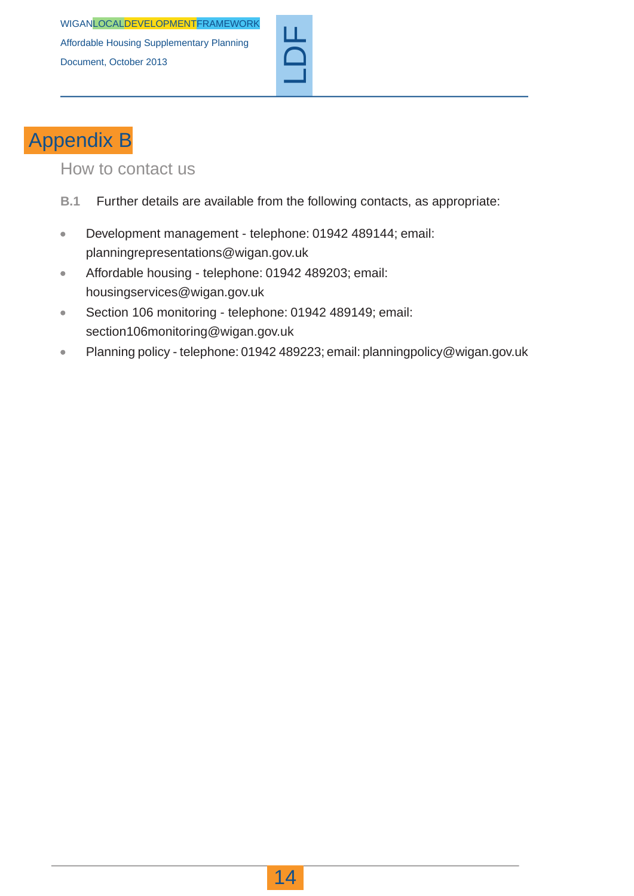# Appendix B

## How to contact us

**B.1** Further details are available from the following contacts, as appropriate:

- Development management - telephone: 01942 489144; email: planningrepresentations@wigan.gov.uk
- Affordable housing - telephone: 01942 489203; email: housingservices@wigan.gov.uk
- Section 106 monitoring - telephone: 01942 489149; email: section106monitoring@wigan.gov.uk
- Planning policy - telephone: 01942 489223; email: planningpolicy@wigan.gov.uk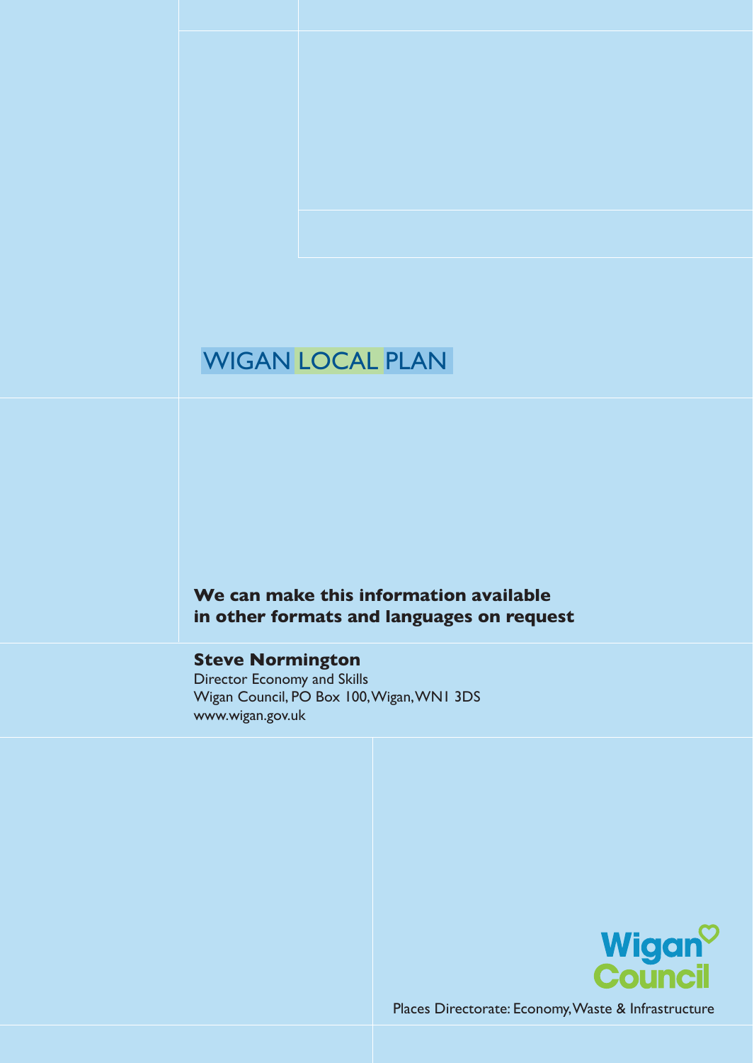# WIGAN LOCAL PLAN

**We can make this information available in other formats and languages on request**

**Steve Normington**
Director Economy and Skills
Wigan Council, PO Box 100, Wigan, WN1 3DS
www.wigan.gov.uk

Wigan Council

Places Directorate: Economy, Waste & Infrastructure